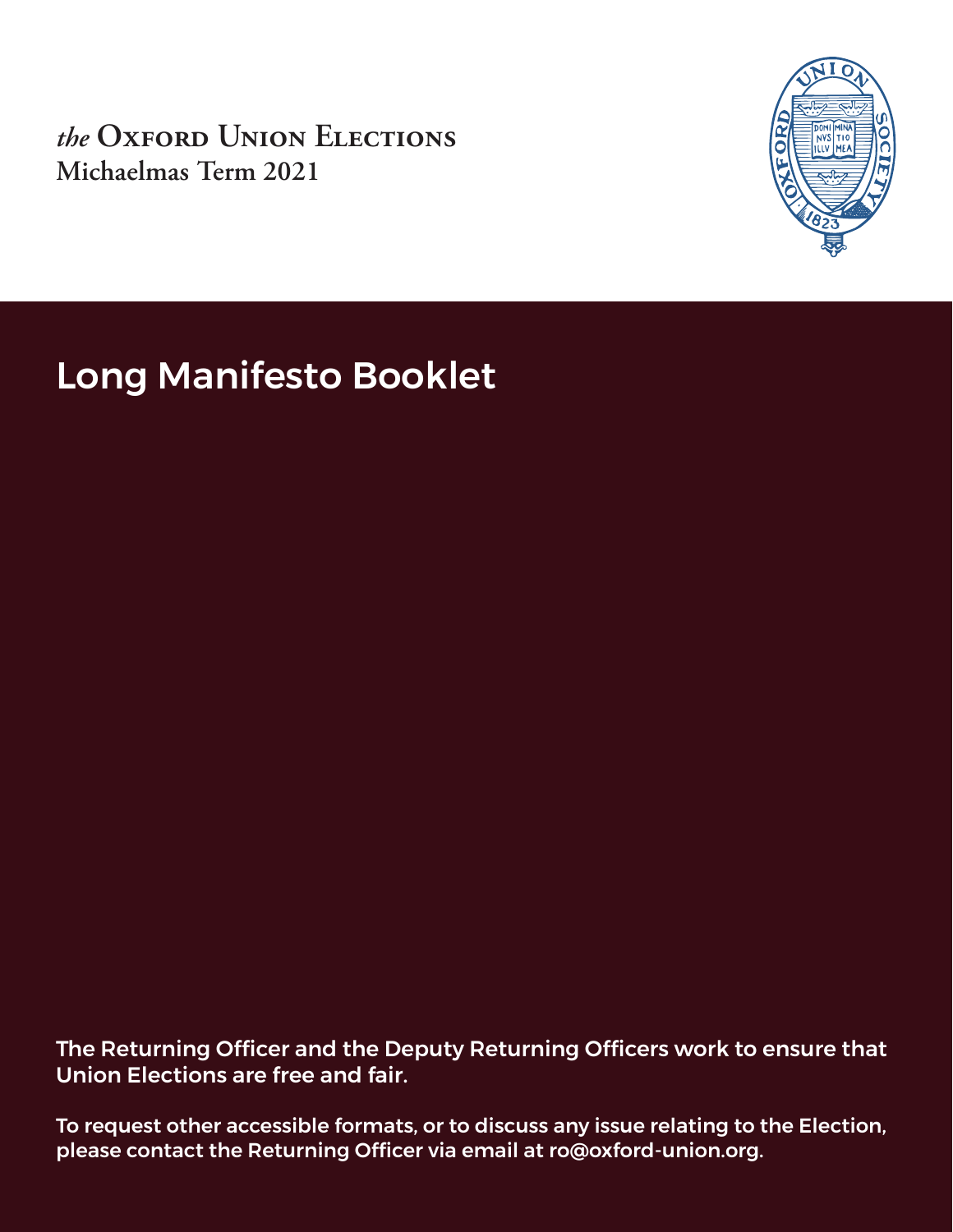*the* Oxford Union Elections
**Michaelmas Term 2021**

# Long Manifesto Booklet

The Returning Officer and the Deputy Returning Officers work to ensure that Union Elections are free and fair.

To request other accessible formats, or to discuss any issue relating to the Election, please contact the Returning Officer via email at ro@oxford-union.org.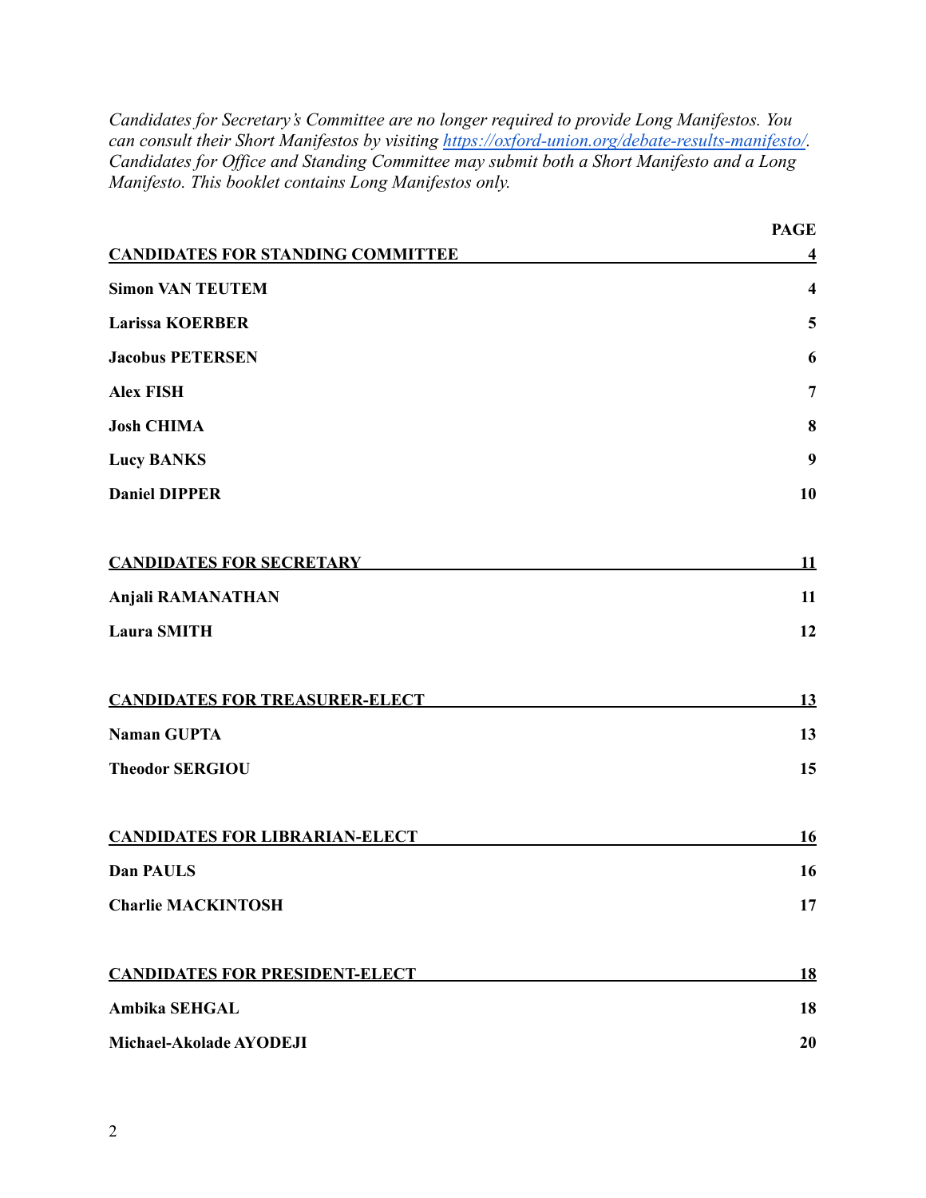*Candidates for Secretary's Committee are no longer required to provide Long Manifestos. You can consult their Short Manifestos by visiting [https://oxford-union.org/debate-results-manifesto/](https://oxford-union.org/debate-results-manifesto/). Candidates for Office and Standing Committee may submit both a Short Manifesto and a Long Manifesto. This booklet contains Long Manifestos only.*

| | **PAGE** |
|---|---|
| **CANDIDATES FOR STANDING COMMITTEE** | **4** |
| **Simon VAN TEUTEM** | **4** |
| **Larissa KOERBER** | **5** |
| **Jacobus PETERSEN** | **6** |
| **Alex FISH** | **7** |
| **Josh CHIMA** | **8** |
| **Lucy BANKS** | **9** |
| **Daniel DIPPER** | **10** |
| **CANDIDATES FOR SECRETARY** | **11** |
| **Anjali RAMANATHAN** | **11** |
| **Laura SMITH** | **12** |
| **CANDIDATES FOR TREASURER-ELECT** | **13** |
| **Naman GUPTA** | **13** |
| **Theodor SERGIOU** | **15** |
| **CANDIDATES FOR LIBRARIAN-ELECT** | **16** |
| **Dan PAULS** | **16** |
| **Charlie MACKINTOSH** | **17** |
| **CANDIDATES FOR PRESIDENT-ELECT** | **18** |
| **Ambika SEHGAL** | **18** |
| **Michael-Akolade AYODEJI** | **20** |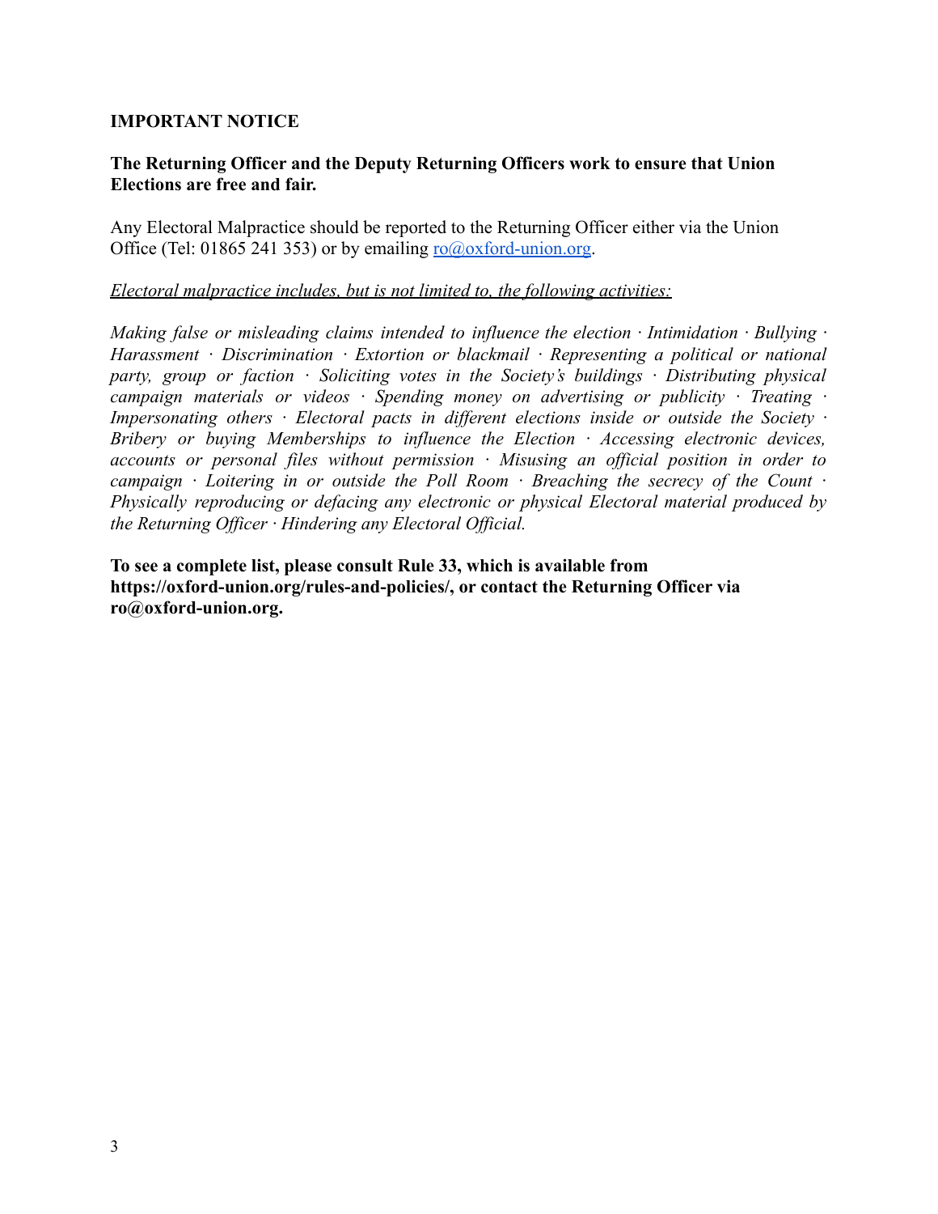**IMPORTANT NOTICE**

**The Returning Officer and the Deputy Returning Officers work to ensure that Union Elections are free and fair.**

Any Electoral Malpractice should be reported to the Returning Officer either via the Union Office (Tel: 01865 241 353) or by emailing [ro@oxford-union.org](mailto:ro@oxford-union.org).

*Electoral malpractice includes, but is not limited to, the following activities:*

*Making false or misleading claims intended to influence the election · Intimidation · Bullying · Harassment · Discrimination · Extortion or blackmail · Representing a political or national party, group or faction · Soliciting votes in the Society's buildings · Distributing physical campaign materials or videos · Spending money on advertising or publicity · Treating · Impersonating others · Electoral pacts in different elections inside or outside the Society · Bribery or buying Memberships to influence the Election · Accessing electronic devices, accounts or personal files without permission · Misusing an official position in order to campaign · Loitering in or outside the Poll Room · Breaching the secrecy of the Count · Physically reproducing or defacing any electronic or physical Electoral material produced by the Returning Officer · Hindering any Electoral Official.*

**To see a complete list, please consult Rule 33, which is available from https://oxford-union.org/rules-and-policies/, or contact the Returning Officer via ro@oxford-union.org.**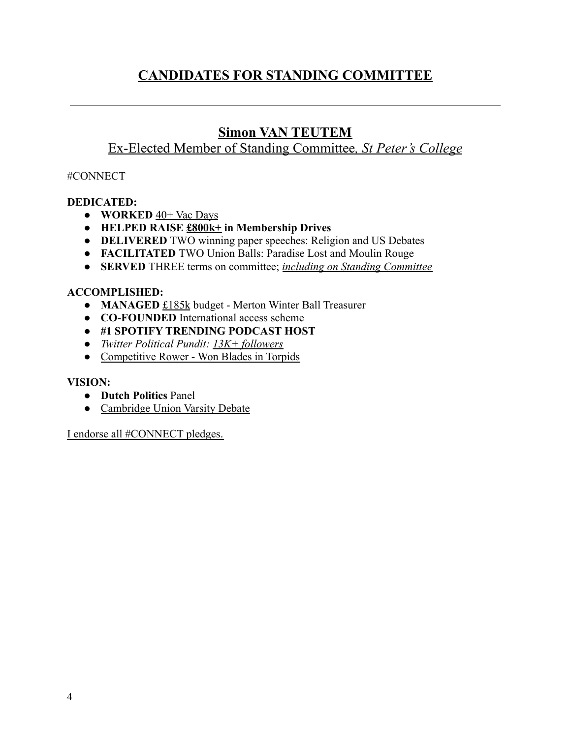# CANDIDATES FOR STANDING COMMITTEE

---

## Simon VAN TEUTEM

Ex-Elected Member of Standing Committee, *St Peter's College*

#CONNECT

**DEDICATED:**

- **WORKED** 40+ Vac Days
- **HELPED RAISE £800k+ in Membership Drives**
- **DELIVERED** TWO winning paper speeches: Religion and US Debates
- **FACILITATED** TWO Union Balls: Paradise Lost and Moulin Rouge
- **SERVED** THREE terms on committee; *including on Standing Committee*

**ACCOMPLISHED:**

- **MANAGED** £185k budget - Merton Winter Ball Treasurer
- **CO-FOUNDED** International access scheme
- **#1 SPOTIFY TRENDING PODCAST HOST**
- *Twitter Political Pundit: 13K+ followers*
- Competitive Rower - Won Blades in Torpids

**VISION:**

- **Dutch Politics** Panel
- Cambridge Union Varsity Debate

I endorse all #CONNECT pledges.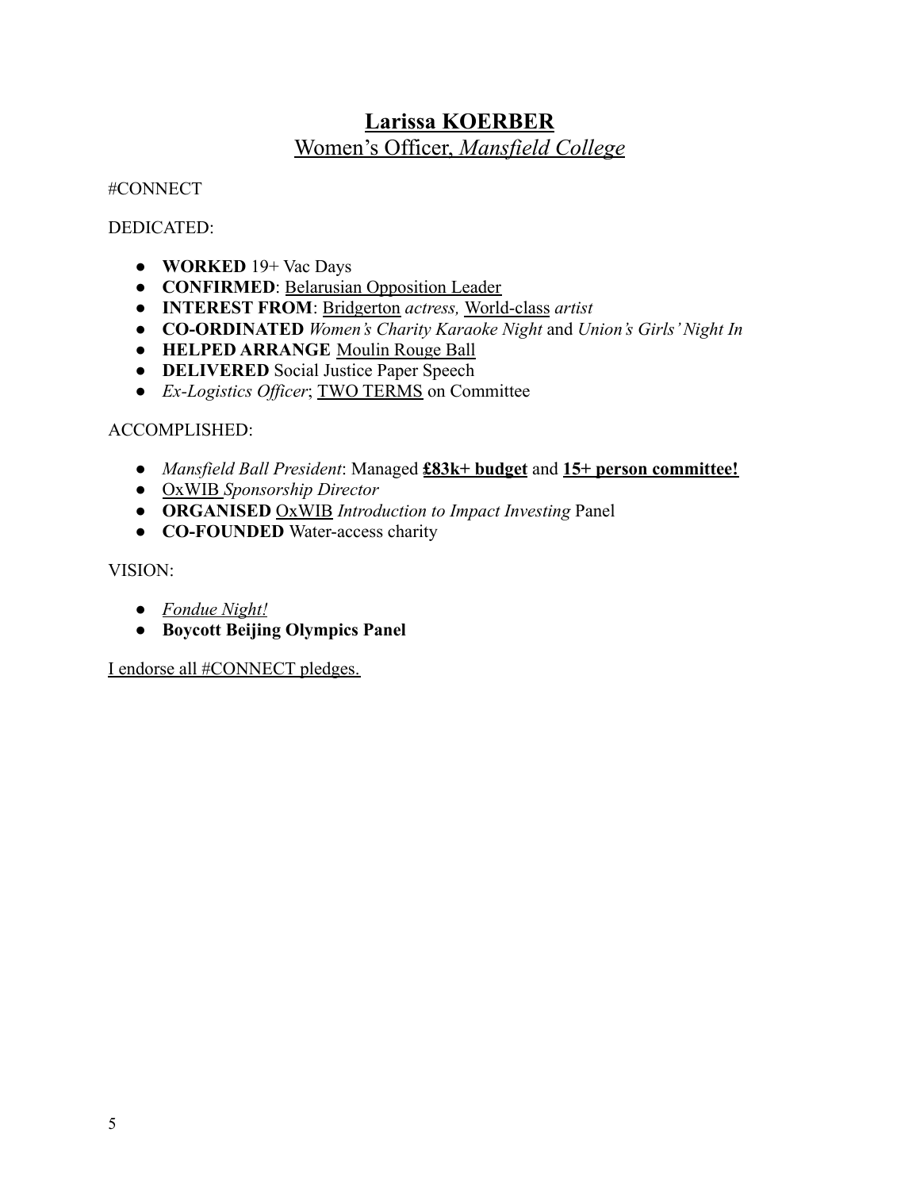# **Larissa KOERBER**

## Women's Officer, *Mansfield College*

#CONNECT

DEDICATED:

- **WORKED** 19+ Vac Days
- **CONFIRMED**: Belarusian Opposition Leader
- **INTEREST FROM**: Bridgerton *actress,* World-class *artist*
- **CO-ORDINATED** *Women's Charity Karaoke Night* and *Union's Girls' Night In*
- **HELPED ARRANGE** Moulin Rouge Ball
- **DELIVERED** Social Justice Paper Speech
- *Ex-Logistics Officer*; TWO TERMS on Committee

ACCOMPLISHED:

- *Mansfield Ball President*: Managed **£83k+ budget** and **15+ person committee!**
- OxWIB *Sponsorship Director*
- **ORGANISED** OxWIB *Introduction to Impact Investing* Panel
- **CO-FOUNDED** Water-access charity

VISION:

- *Fondue Night!*
- **Boycott Beijing Olympics Panel**

I endorse all #CONNECT pledges.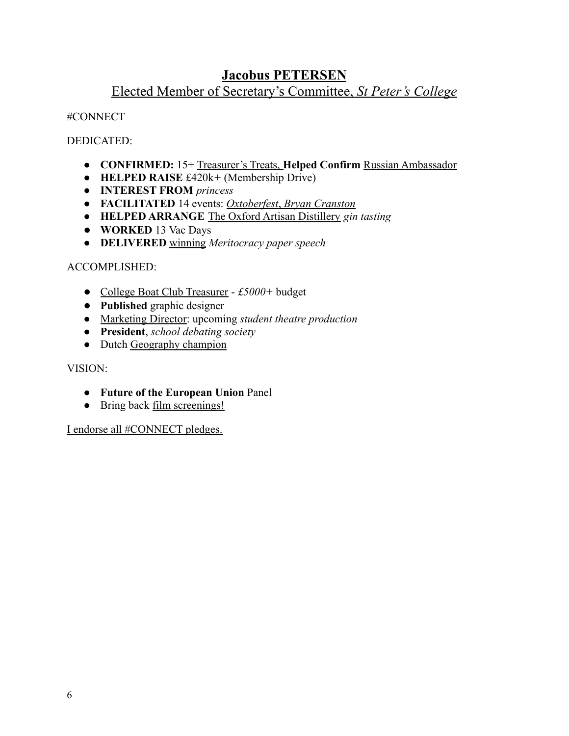# **Jacobus PETERSEN**

## Elected Member of Secretary's Committee, *St Peter's College*

#CONNECT

DEDICATED:

- **CONFIRMED:** 15+ Treasurer's Treats, **Helped Confirm** Russian Ambassador
- **HELPED RAISE** £420k+ (Membership Drive)
- **INTEREST FROM** *princess*
- **FACILITATED** 14 events: *Oxtoberfest*, *Bryan Cranston*
- **HELPED ARRANGE** The Oxford Artisan Distillery *gin tasting*
- **WORKED** 13 Vac Days
- **DELIVERED** winning *Meritocracy paper speech*

ACCOMPLISHED:

- College Boat Club Treasurer - *£5000+* budget
- **Published** graphic designer
- Marketing Director: upcoming *student theatre production*
- **President**, *school debating society*
- Dutch Geography champion

VISION:

- **Future of the European Union** Panel
- Bring back film screenings!

I endorse all #CONNECT pledges.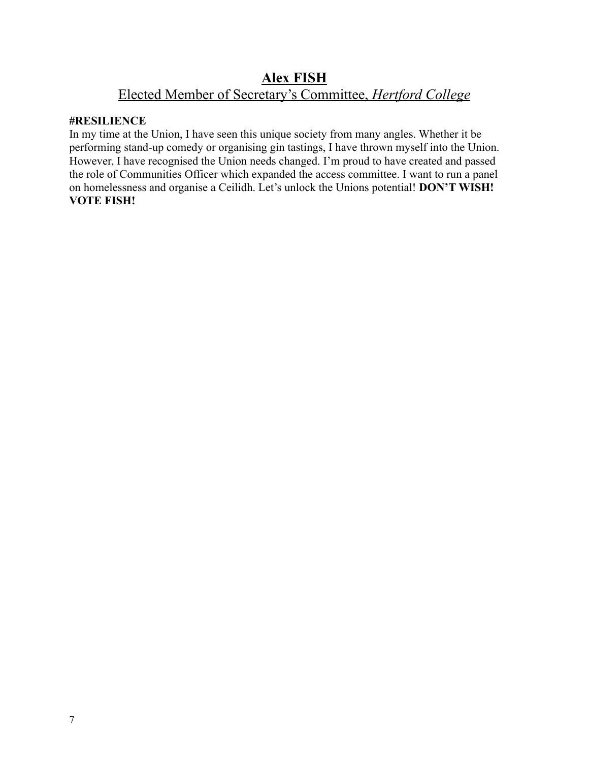## **Alex FISH**

### Elected Member of Secretary's Committee, *Hertford College*

**#RESILIENCE**

In my time at the Union, I have seen this unique society from many angles. Whether it be performing stand-up comedy or organising gin tastings, I have thrown myself into the Union. However, I have recognised the Union needs changed. I'm proud to have created and passed the role of Communities Officer which expanded the access committee. I want to run a panel on homelessness and organise a Ceilidh. Let's unlock the Unions potential! **DON'T WISH! VOTE FISH!**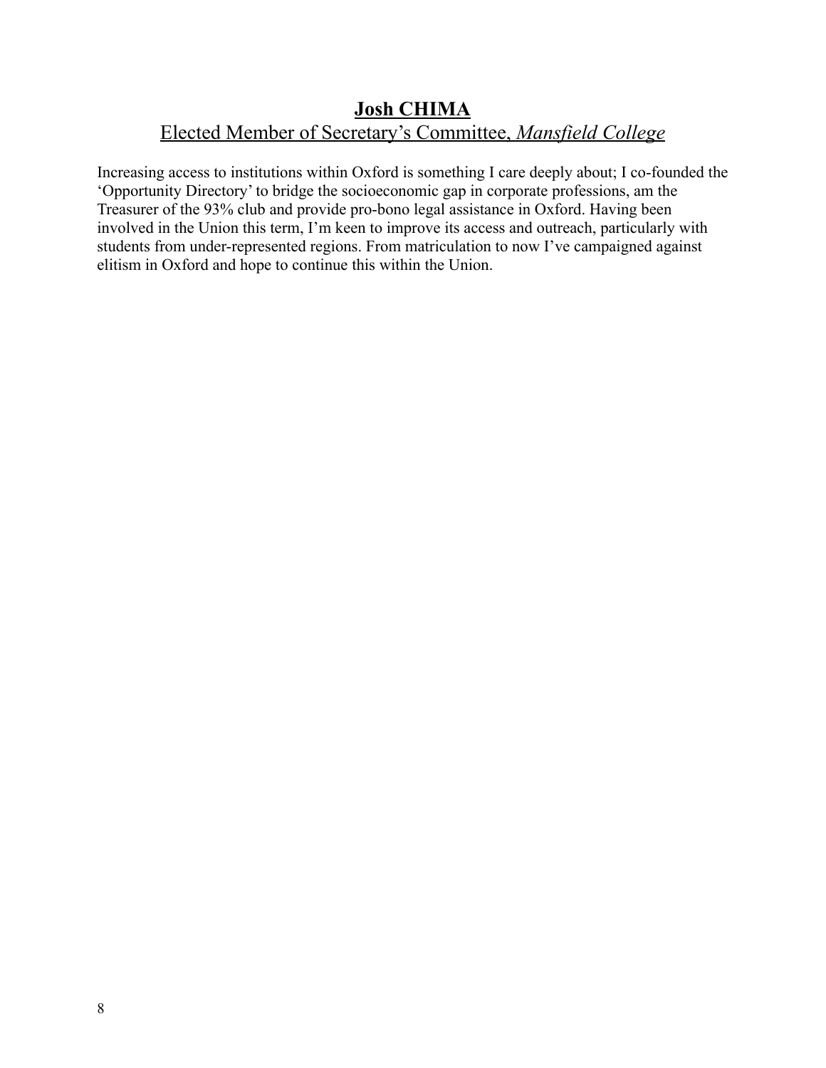## **Josh CHIMA**

### Elected Member of Secretary's Committee, *Mansfield College*

Increasing access to institutions within Oxford is something I care deeply about; I co-founded the 'Opportunity Directory' to bridge the socioeconomic gap in corporate professions, am the Treasurer of the 93% club and provide pro-bono legal assistance in Oxford. Having been involved in the Union this term, I'm keen to improve its access and outreach, particularly with students from under-represented regions. From matriculation to now I've campaigned against elitism in Oxford and hope to continue this within the Union.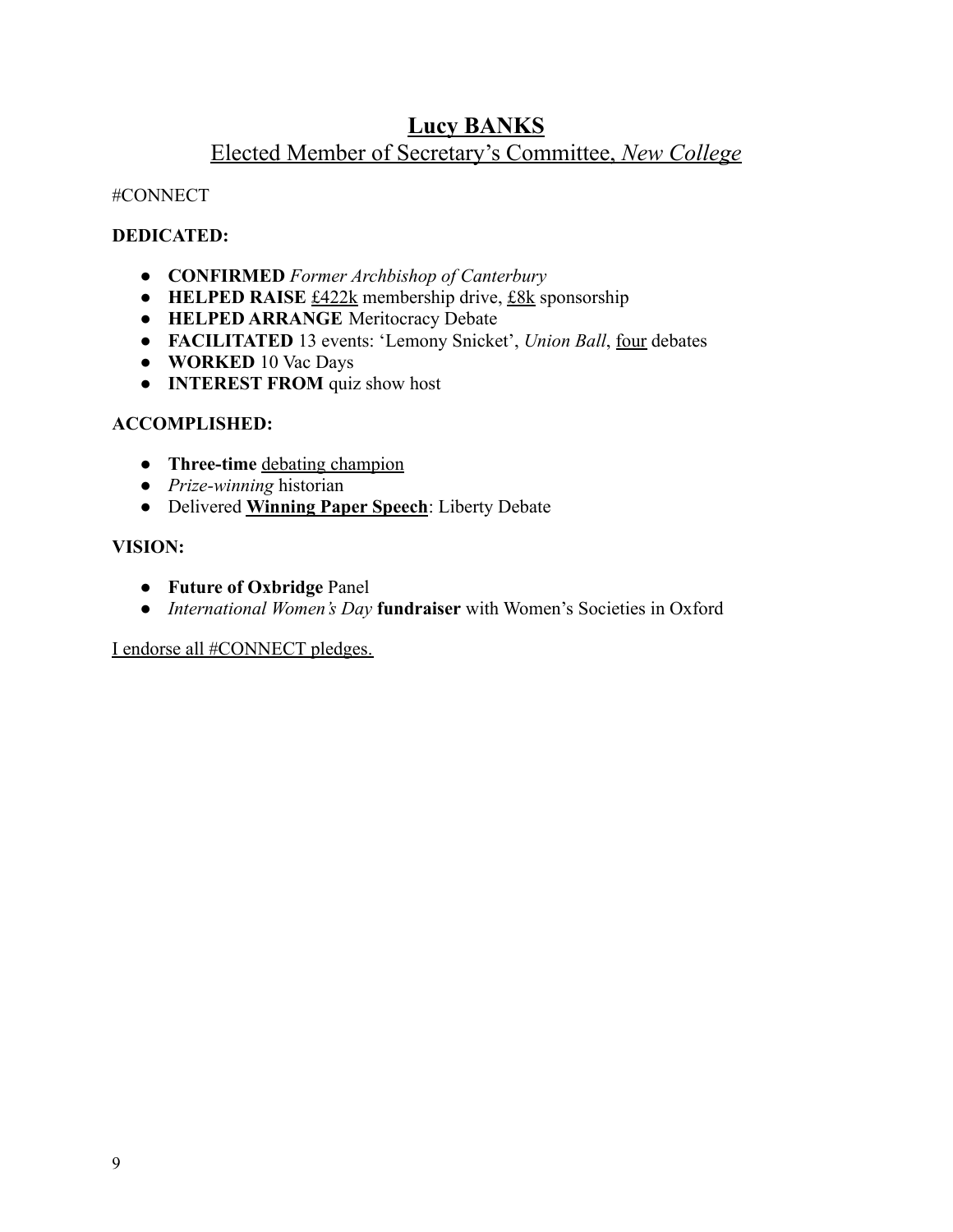## Lucy BANKS

Elected Member of Secretary's Committee, *New College*

#CONNECT

**DEDICATED:**

- **CONFIRMED** *Former Archbishop of Canterbury*
- **HELPED RAISE** £422k membership drive, £8k sponsorship
- **HELPED ARRANGE** Meritocracy Debate
- **FACILITATED** 13 events: 'Lemony Snicket', *Union Ball*, four debates
- **WORKED** 10 Vac Days
- **INTEREST FROM** quiz show host

**ACCOMPLISHED:**

- **Three-time** debating champion
- *Prize-winning* historian
- Delivered **Winning Paper Speech**: Liberty Debate

**VISION:**

- **Future of Oxbridge** Panel
- *International Women's Day* **fundraiser** with Women's Societies in Oxford

I endorse all #CONNECT pledges.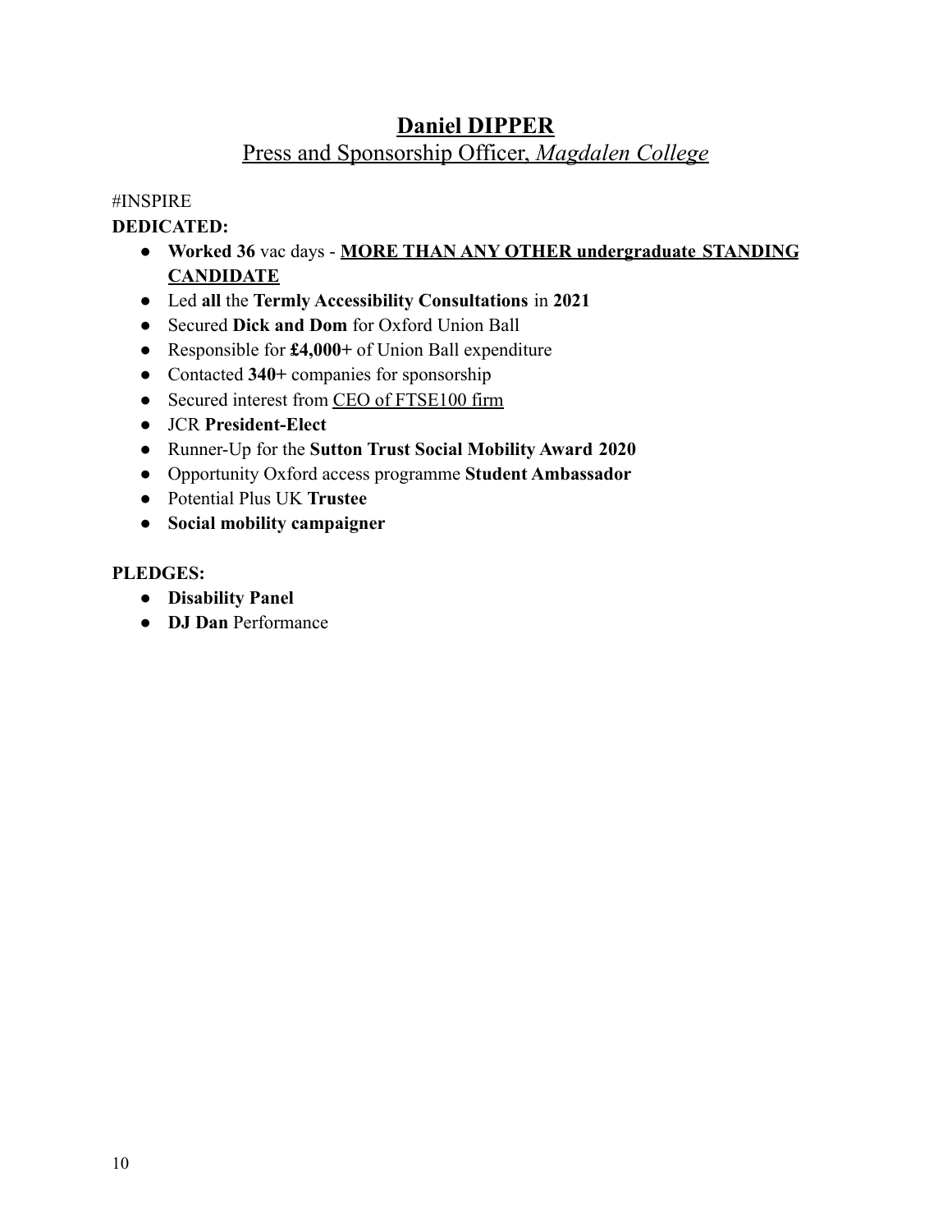## **Daniel DIPPER**

Press and Sponsorship Officer, *Magdalen College*

#INSPIRE

**DEDICATED:**

- **Worked 36** vac days - **MORE THAN ANY OTHER undergraduate STANDING CANDIDATE**
- Led **all** the **Termly Accessibility Consultations** in **2021**
- Secured **Dick and Dom** for Oxford Union Ball
- Responsible for **£4,000+** of Union Ball expenditure
- Contacted **340+** companies for sponsorship
- Secured interest from CEO of FTSE100 firm
- JCR **President-Elect**
- Runner-Up for the **Sutton Trust Social Mobility Award 2020**
- Opportunity Oxford access programme **Student Ambassador**
- Potential Plus UK **Trustee**
- **Social mobility campaigner**

**PLEDGES:**

- **Disability Panel**
- **DJ Dan** Performance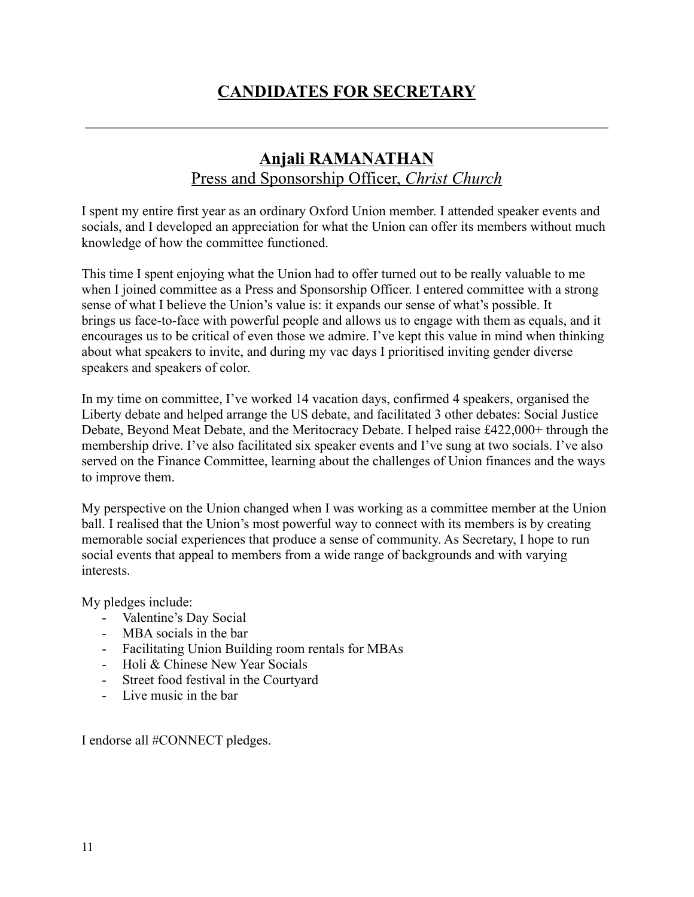# CANDIDATES FOR SECRETARY

---

## Anjali RAMANATHAN

Press and Sponsorship Officer, *Christ Church*

I spent my entire first year as an ordinary Oxford Union member. I attended speaker events and socials, and I developed an appreciation for what the Union can offer its members without much knowledge of how the committee functioned.

This time I spent enjoying what the Union had to offer turned out to be really valuable to me when I joined committee as a Press and Sponsorship Officer. I entered committee with a strong sense of what I believe the Union's value is: it expands our sense of what's possible. It brings us face-to-face with powerful people and allows us to engage with them as equals, and it encourages us to be critical of even those we admire. I've kept this value in mind when thinking about what speakers to invite, and during my vac days I prioritised inviting gender diverse speakers and speakers of color.

In my time on committee, I've worked 14 vacation days, confirmed 4 speakers, organised the Liberty debate and helped arrange the US debate, and facilitated 3 other debates: Social Justice Debate, Beyond Meat Debate, and the Meritocracy Debate. I helped raise £422,000+ through the membership drive. I've also facilitated six speaker events and I've sung at two socials. I've also served on the Finance Committee, learning about the challenges of Union finances and the ways to improve them.

My perspective on the Union changed when I was working as a committee member at the Union ball. I realised that the Union's most powerful way to connect with its members is by creating memorable social experiences that produce a sense of community. As Secretary, I hope to run social events that appeal to members from a wide range of backgrounds and with varying interests.

My pledges include:

- Valentine's Day Social
- MBA socials in the bar
- Facilitating Union Building room rentals for MBAs
- Holi & Chinese New Year Socials
- Street food festival in the Courtyard
- Live music in the bar

I endorse all #CONNECT pledges.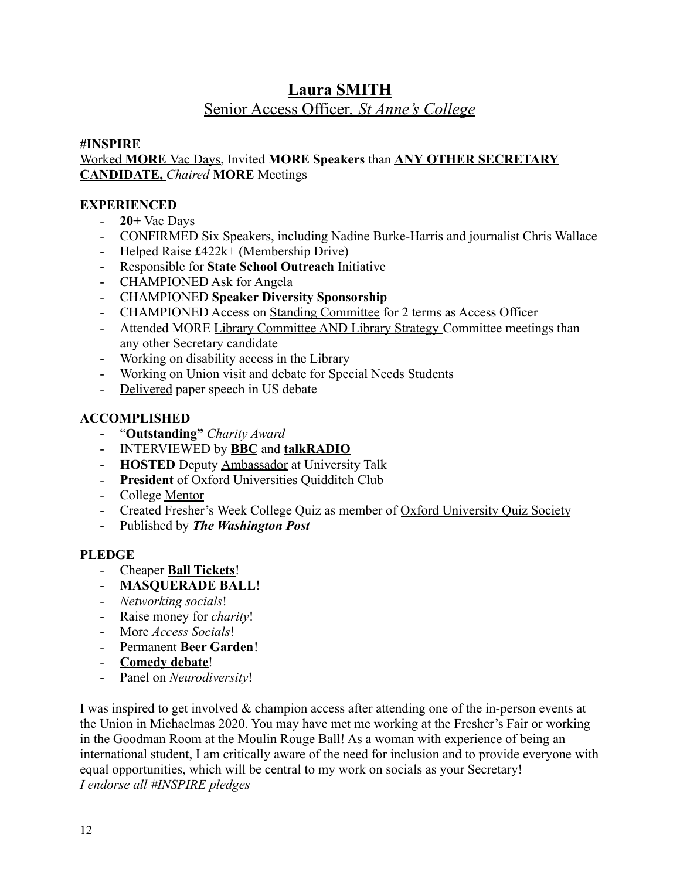# Laura SMITH

## Senior Access Officer, *St Anne's College*

**#INSPIRE**

Worked **MORE** Vac Days, Invited **MORE Speakers** than **ANY OTHER SECRETARY CANDIDATE,** *Chaired* **MORE** Meetings

**EXPERIENCED**

- **20+** Vac Days
- CONFIRMED Six Speakers, including Nadine Burke-Harris and journalist Chris Wallace
- Helped Raise £422k+ (Membership Drive)
- Responsible for **State School Outreach** Initiative
- CHAMPIONED Ask for Angela
- CHAMPIONED **Speaker Diversity Sponsorship**
- CHAMPIONED Access on Standing Committee for 2 terms as Access Officer
- Attended MORE Library Committee AND Library Strategy Committee meetings than any other Secretary candidate
- Working on disability access in the Library
- Working on Union visit and debate for Special Needs Students
- Delivered paper speech in US debate

**ACCOMPLISHED**

- "**Outstanding"** *Charity Award*
- INTERVIEWED by **BBC** and **talkRADIO**
- **HOSTED** Deputy Ambassador at University Talk
- **President** of Oxford Universities Quidditch Club
- College Mentor
- Created Fresher's Week College Quiz as member of Oxford University Quiz Society
- Published by ***The Washington Post***

**PLEDGE**

- Cheaper **Ball Tickets**!
- **MASQUERADE BALL**!
- *Networking socials*!
- Raise money for *charity*!
- More *Access Socials*!
- Permanent **Beer Garden**!
- **Comedy debate**!
- Panel on *Neurodiversity*!

I was inspired to get involved & champion access after attending one of the in-person events at the Union in Michaelmas 2020. You may have met me working at the Fresher's Fair or working in the Goodman Room at the Moulin Rouge Ball! As a woman with experience of being an international student, I am critically aware of the need for inclusion and to provide everyone with equal opportunities, which will be central to my work on socials as your Secretary!

*I endorse all #INSPIRE pledges*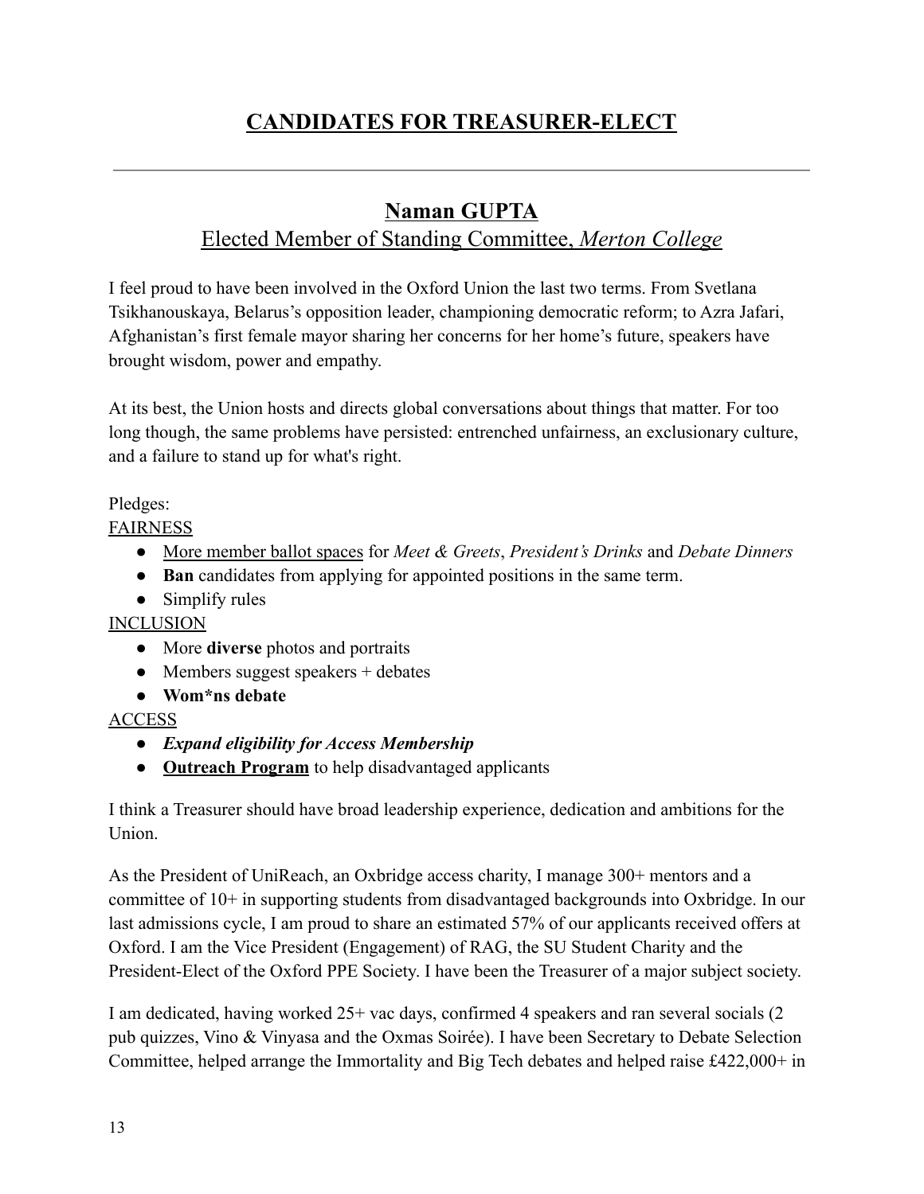# CANDIDATES FOR TREASURER-ELECT

---

## Naman GUPTA

### Elected Member of Standing Committee, *Merton College*

I feel proud to have been involved in the Oxford Union the last two terms. From Svetlana Tsikhanouskaya, Belarus's opposition leader, championing democratic reform; to Azra Jafari, Afghanistan's first female mayor sharing her concerns for her home's future, speakers have brought wisdom, power and empathy.

At its best, the Union hosts and directs global conversations about things that matter. For too long though, the same problems have persisted: entrenched unfairness, an exclusionary culture, and a failure to stand up for what's right.

Pledges:

FAIRNESS

- More member ballot spaces for *Meet & Greets*, *President's Drinks* and *Debate Dinners*
- **Ban** candidates from applying for appointed positions in the same term.
- Simplify rules

INCLUSION

- More **diverse** photos and portraits
- Members suggest speakers + debates
- **Wom*ns debate**

ACCESS

- ***Expand eligibility for Access Membership***
- **Outreach Program** to help disadvantaged applicants

I think a Treasurer should have broad leadership experience, dedication and ambitions for the Union.

As the President of UniReach, an Oxbridge access charity, I manage 300+ mentors and a committee of 10+ in supporting students from disadvantaged backgrounds into Oxbridge. In our last admissions cycle, I am proud to share an estimated 57% of our applicants received offers at Oxford. I am the Vice President (Engagement) of RAG, the SU Student Charity and the President-Elect of the Oxford PPE Society. I have been the Treasurer of a major subject society.

I am dedicated, having worked 25+ vac days, confirmed 4 speakers and ran several socials (2 pub quizzes, Vino & Vinyasa and the Oxmas Soirée). I have been Secretary to Debate Selection Committee, helped arrange the Immortality and Big Tech debates and helped raise £422,000+ in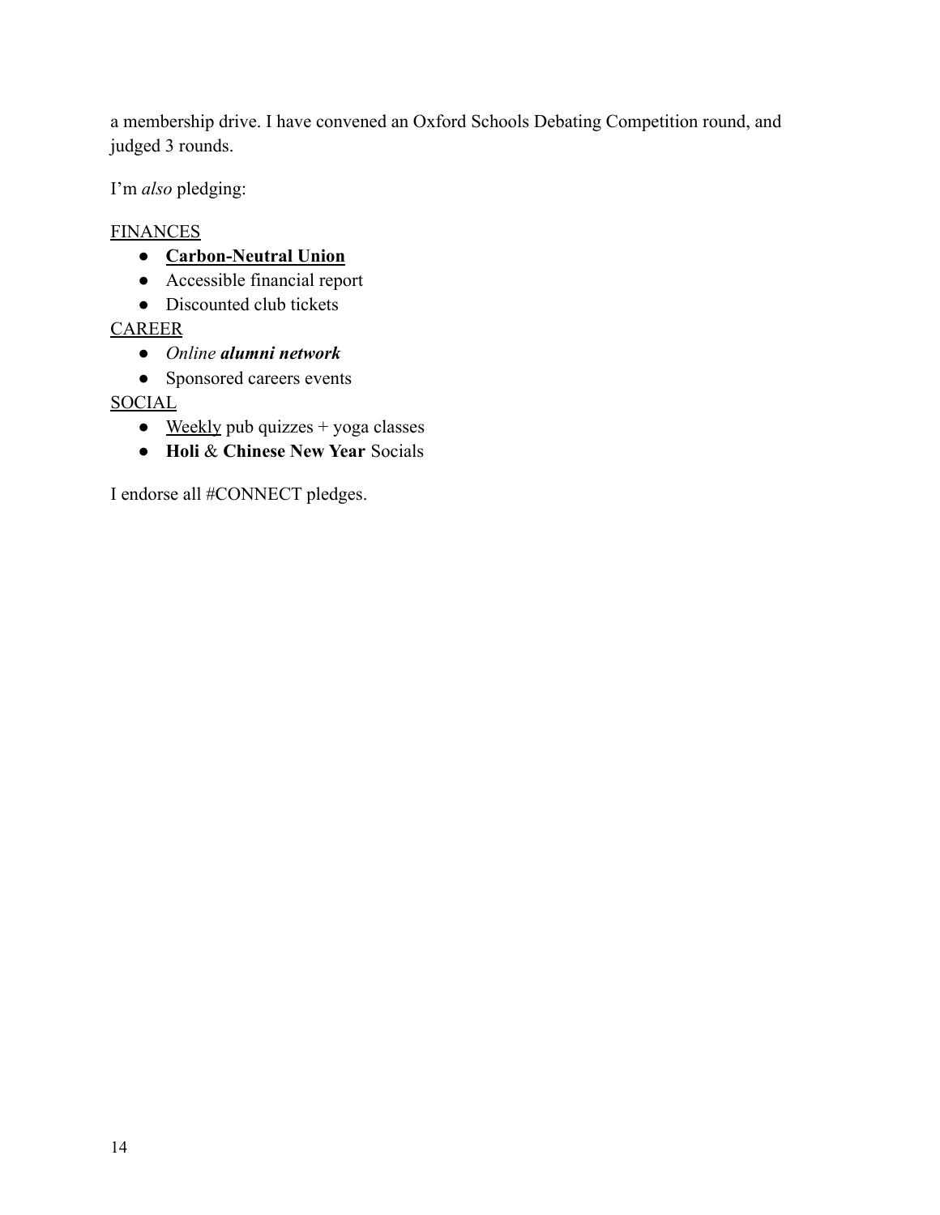a membership drive. I have convened an Oxford Schools Debating Competition round, and judged 3 rounds.

I'm *also* pledging:

<u>FINANCES</u>

- **<u>Carbon-Neutral Union</u>**
- Accessible financial report
- Discounted club tickets

<u>CAREER</u>

- *Online* ***alumni network***
- Sponsored careers events

<u>SOCIAL</u>

- <u>Weekly</u> pub quizzes + yoga classes
- **Holi** & **Chinese New Year** Socials

I endorse all #CONNECT pledges.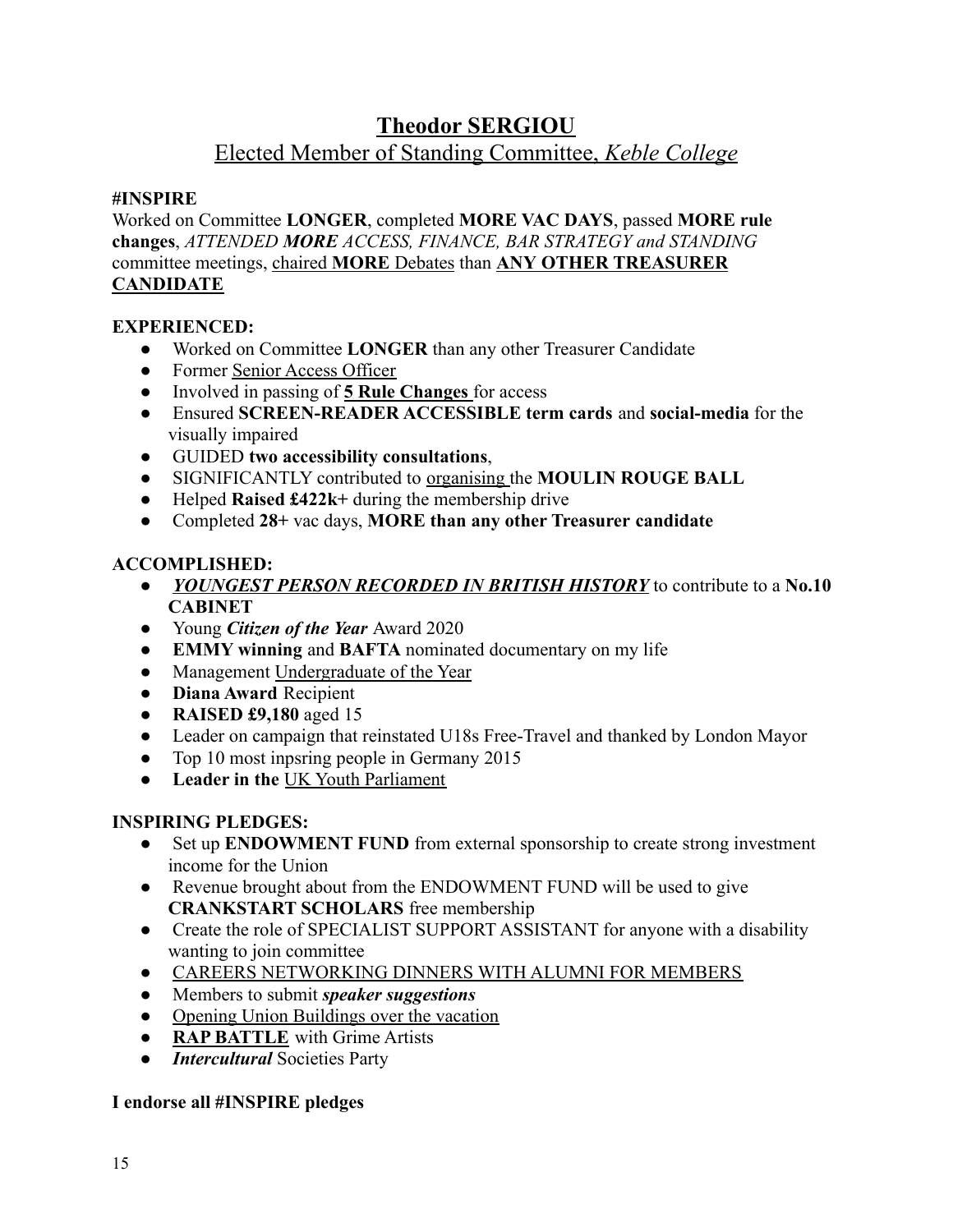# Theodor SERGIOU

## Elected Member of Standing Committee, *Keble College*

**#INSPIRE**

Worked on Committee **LONGER**, completed **MORE VAC DAYS**, passed **MORE rule changes**, *ATTENDED **MORE** ACCESS, FINANCE, BAR STRATEGY and STANDING* committee meetings, chaired **MORE** Debates than **ANY OTHER TREASURER CANDIDATE**

**EXPERIENCED:**

- Worked on Committee **LONGER** than any other Treasurer Candidate
- Former Senior Access Officer
- Involved in passing of **5 Rule Changes** for access
- Ensured **SCREEN-READER ACCESSIBLE term cards** and **social-media** for the visually impaired
- GUIDED **two accessibility consultations**,
- SIGNIFICANTLY contributed to organising the **MOULIN ROUGE BALL**
- Helped **Raised £422k+** during the membership drive
- Completed **28+** vac days, **MORE than any other Treasurer candidate**

**ACCOMPLISHED:**

- ***YOUNGEST PERSON RECORDED IN BRITISH HISTORY*** to contribute to a **No.10 CABINET**
- Young ***Citizen of the Year*** Award 2020
- **EMMY winning** and **BAFTA** nominated documentary on my life
- Management Undergraduate of the Year
- **Diana Award** Recipient
- **RAISED £9,180** aged 15
- Leader on campaign that reinstated U18s Free-Travel and thanked by London Mayor
- Top 10 most inpsring people in Germany 2015
- **Leader in the** UK Youth Parliament

**INSPIRING PLEDGES:**

- Set up **ENDOWMENT FUND** from external sponsorship to create strong investment income for the Union
- Revenue brought about from the ENDOWMENT FUND will be used to give **CRANKSTART SCHOLARS** free membership
- Create the role of SPECIALIST SUPPORT ASSISTANT for anyone with a disability wanting to join committee
- CAREERS NETWORKING DINNERS WITH ALUMNI FOR MEMBERS
- Members to submit ***speaker suggestions***
- Opening Union Buildings over the vacation
- **RAP BATTLE** with Grime Artists
- ***Intercultural*** Societies Party

**I endorse all #INSPIRE pledges**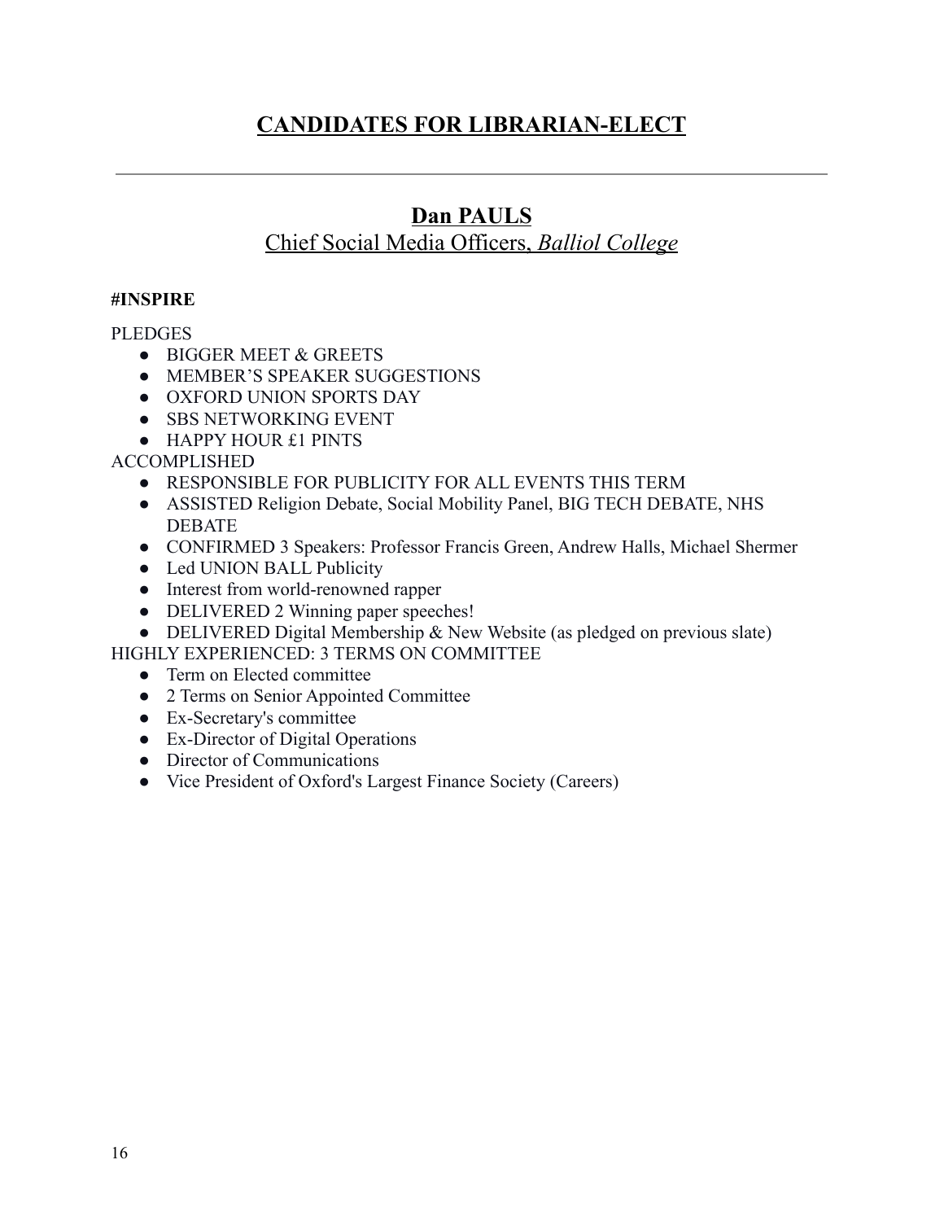# <u>CANDIDATES FOR LIBRARIAN-ELECT</u>

---

## <u>Dan PAULS</u>

<u>Chief Social Media Officers, *Balliol College*</u>

**#INSPIRE**

PLEDGES

- BIGGER MEET & GREETS
- MEMBER'S SPEAKER SUGGESTIONS
- OXFORD UNION SPORTS DAY
- SBS NETWORKING EVENT
- HAPPY HOUR £1 PINTS

ACCOMPLISHED

- RESPONSIBLE FOR PUBLICITY FOR ALL EVENTS THIS TERM
- ASSISTED Religion Debate, Social Mobility Panel, BIG TECH DEBATE, NHS DEBATE
- CONFIRMED 3 Speakers: Professor Francis Green, Andrew Halls, Michael Shermer
- Led UNION BALL Publicity
- Interest from world-renowned rapper
- DELIVERED 2 Winning paper speeches!
- DELIVERED Digital Membership & New Website (as pledged on previous slate)

HIGHLY EXPERIENCED: 3 TERMS ON COMMITTEE

- Term on Elected committee
- 2 Terms on Senior Appointed Committee
- Ex-Secretary's committee
- Ex-Director of Digital Operations
- Director of Communications
- Vice President of Oxford's Largest Finance Society (Careers)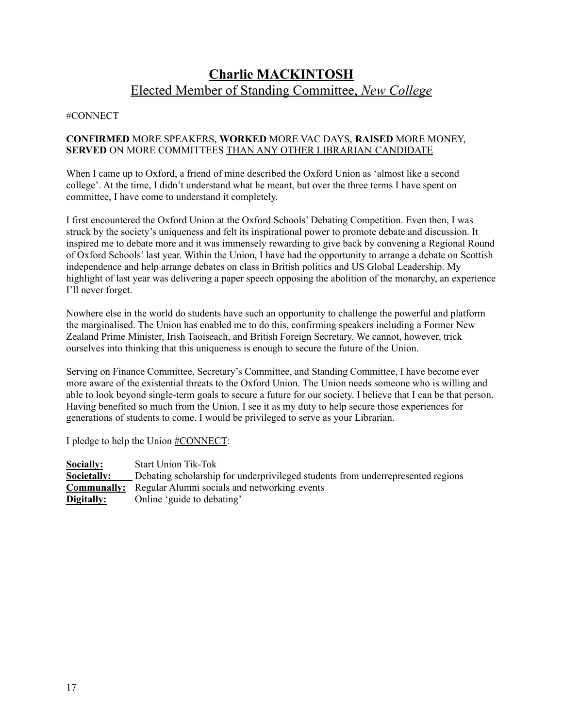# **Charlie MACKINTOSH**
## Elected Member of Standing Committee, *New College*

#CONNECT

**CONFIRMED** MORE SPEAKERS, **WORKED** MORE VAC DAYS, **RAISED** MORE MONEY, **SERVED** ON MORE COMMITTEES THAN ANY OTHER LIBRARIAN CANDIDATE

When I came up to Oxford, a friend of mine described the Oxford Union as 'almost like a second college'. At the time, I didn't understand what he meant, but over the three terms I have spent on committee, I have come to understand it completely.

I first encountered the Oxford Union at the Oxford Schools' Debating Competition. Even then, I was struck by the society's uniqueness and felt its inspirational power to promote debate and discussion. It inspired me to debate more and it was immensely rewarding to give back by convening a Regional Round of Oxford Schools' last year. Within the Union, I have had the opportunity to arrange a debate on Scottish independence and help arrange debates on class in British politics and US Global Leadership. My highlight of last year was delivering a paper speech opposing the abolition of the monarchy, an experience I'll never forget.

Nowhere else in the world do students have such an opportunity to challenge the powerful and platform the marginalised. The Union has enabled me to do this, confirming speakers including a Former New Zealand Prime Minister, Irish Taoiseach, and British Foreign Secretary. We cannot, however, trick ourselves into thinking that this uniqueness is enough to secure the future of the Union.

Serving on Finance Committee, Secretary's Committee, and Standing Committee, I have become ever more aware of the existential threats to the Oxford Union. The Union needs someone who is willing and able to look beyond single-term goals to secure a future for our society. I believe that I can be that person. Having benefited so much from the Union, I see it as my duty to help secure those experiences for generations of students to come. I would be privileged to serve as your Librarian.

I pledge to help the Union #CONNECT:

**Socially:** Start Union Tik-Tok
**Societally:** Debating scholarship for underprivileged students from underrepresented regions
**Communally:** Regular Alumni socials and networking events
**Digitally:** Online 'guide to debating'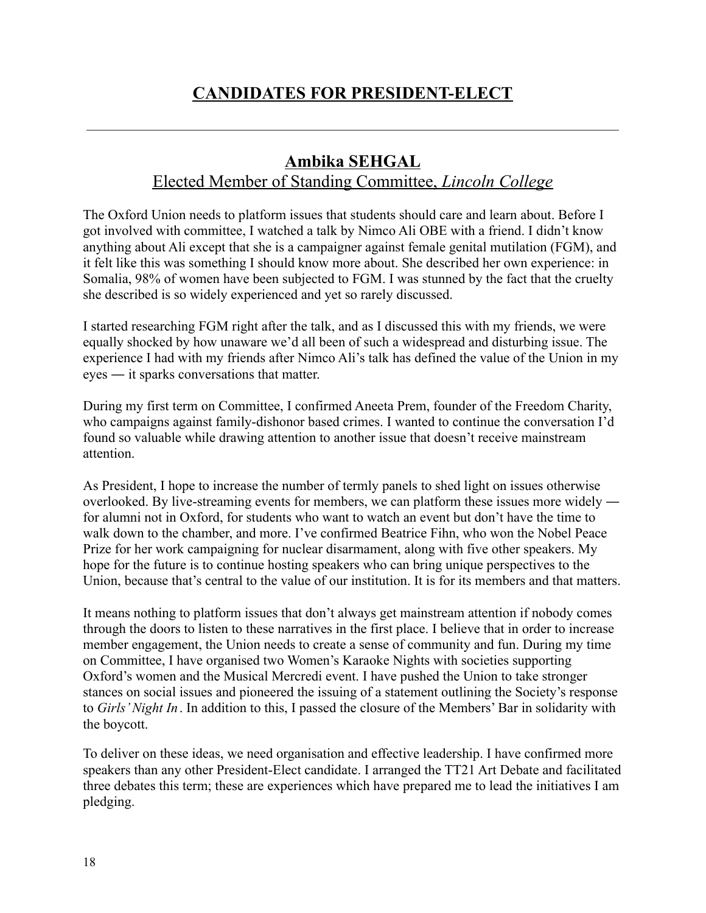# CANDIDATES FOR PRESIDENT-ELECT

---

## Ambika SEHGAL

Elected Member of Standing Committee, *Lincoln College*

The Oxford Union needs to platform issues that students should care and learn about. Before I got involved with committee, I watched a talk by Nimco Ali OBE with a friend. I didn't know anything about Ali except that she is a campaigner against female genital mutilation (FGM), and it felt like this was something I should know more about. She described her own experience: in Somalia, 98% of women have been subjected to FGM. I was stunned by the fact that the cruelty she described is so widely experienced and yet so rarely discussed.

I started researching FGM right after the talk, and as I discussed this with my friends, we were equally shocked by how unaware we'd all been of such a widespread and disturbing issue. The experience I had with my friends after Nimco Ali's talk has defined the value of the Union in my eyes ― it sparks conversations that matter.

During my first term on Committee, I confirmed Aneeta Prem, founder of the Freedom Charity, who campaigns against family-dishonor based crimes. I wanted to continue the conversation I'd found so valuable while drawing attention to another issue that doesn't receive mainstream attention.

As President, I hope to increase the number of termly panels to shed light on issues otherwise overlooked. By live-streaming events for members, we can platform these issues more widely ― for alumni not in Oxford, for students who want to watch an event but don't have the time to walk down to the chamber, and more. I've confirmed Beatrice Fihn, who won the Nobel Peace Prize for her work campaigning for nuclear disarmament, along with five other speakers. My hope for the future is to continue hosting speakers who can bring unique perspectives to the Union, because that's central to the value of our institution. It is for its members and that matters.

It means nothing to platform issues that don't always get mainstream attention if nobody comes through the doors to listen to these narratives in the first place. I believe that in order to increase member engagement, the Union needs to create a sense of community and fun. During my time on Committee, I have organised two Women's Karaoke Nights with societies supporting Oxford's women and the Musical Mercredi event. I have pushed the Union to take stronger stances on social issues and pioneered the issuing of a statement outlining the Society's response to *Girls' Night In*. In addition to this, I passed the closure of the Members' Bar in solidarity with the boycott.

To deliver on these ideas, we need organisation and effective leadership. I have confirmed more speakers than any other President-Elect candidate. I arranged the TT21 Art Debate and facilitated three debates this term; these are experiences which have prepared me to lead the initiatives I am pledging.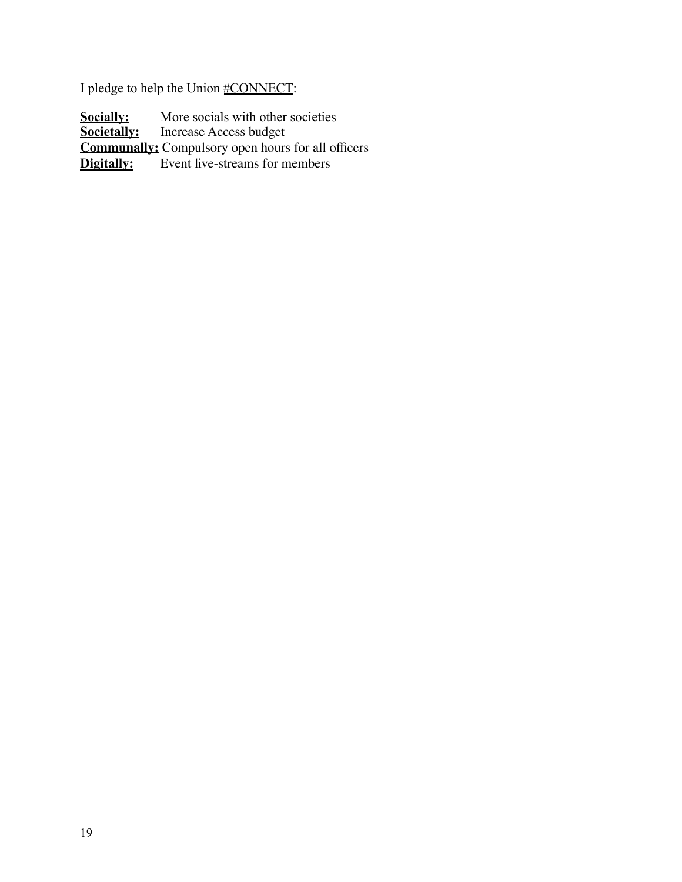I pledge to help the Union #CONNECT:

**Socially:** More socials with other societies
**Societally:** Increase Access budget
**Communally:** Compulsory open hours for all officers
**Digitally:** Event live-streams for members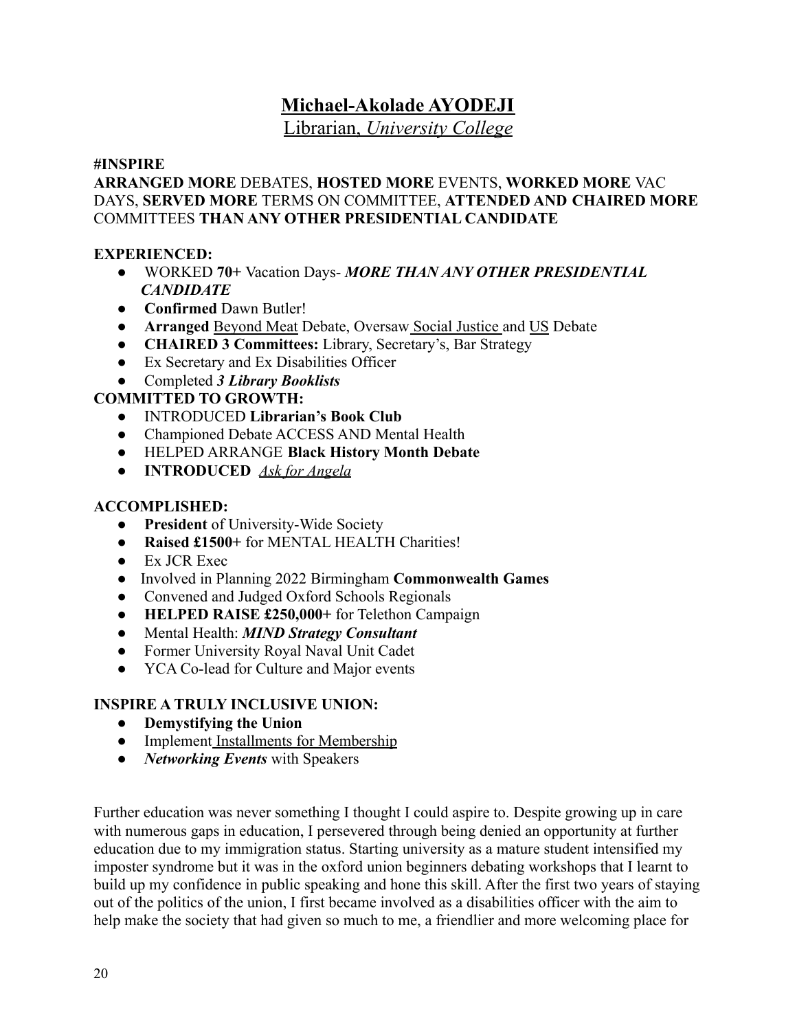# Michael-Akolade AYODEJI

## Librarian, *University College*

**#INSPIRE**

**ARRANGED MORE** DEBATES, **HOSTED MORE** EVENTS, **WORKED MORE** VAC DAYS, **SERVED MORE** TERMS ON COMMITTEE, **ATTENDED AND CHAIRED MORE** COMMITTEES **THAN ANY OTHER PRESIDENTIAL CANDIDATE**

**EXPERIENCED:**

- WORKED **70+** Vacation Days- ***MORE THAN ANY OTHER PRESIDENTIAL CANDIDATE***
- **Confirmed** Dawn Butler!
- **Arranged** Beyond Meat Debate, Oversaw Social Justice and US Debate
- **CHAIRED 3 Committees:** Library, Secretary's, Bar Strategy
- Ex Secretary and Ex Disabilities Officer
- Completed ***3 Library Booklists***

**COMMITTED TO GROWTH:**

- INTRODUCED **Librarian's Book Club**
- Championed Debate ACCESS AND Mental Health
- HELPED ARRANGE **Black History Month Debate**
- **INTRODUCED** *Ask for Angela*

**ACCOMPLISHED:**

- **President** of University-Wide Society
- **Raised £1500+** for MENTAL HEALTH Charities!
- Ex JCR Exec
- Involved in Planning 2022 Birmingham **Commonwealth Games**
- Convened and Judged Oxford Schools Regionals
- **HELPED RAISE £250,000+** for Telethon Campaign
- Mental Health: ***MIND Strategy Consultant***
- Former University Royal Naval Unit Cadet
- YCA Co-lead for Culture and Major events

**INSPIRE A TRULY INCLUSIVE UNION:**

- **Demystifying the Union**
- Implement Installments for Membership
- ***Networking Events*** with Speakers

Further education was never something I thought I could aspire to. Despite growing up in care with numerous gaps in education, I persevered through being denied an opportunity at further education due to my immigration status. Starting university as a mature student intensified my imposter syndrome but it was in the oxford union beginners debating workshops that I learnt to build up my confidence in public speaking and hone this skill. After the first two years of staying out of the politics of the union, I first became involved as a disabilities officer with the aim to help make the society that had given so much to me, a friendlier and more welcoming place for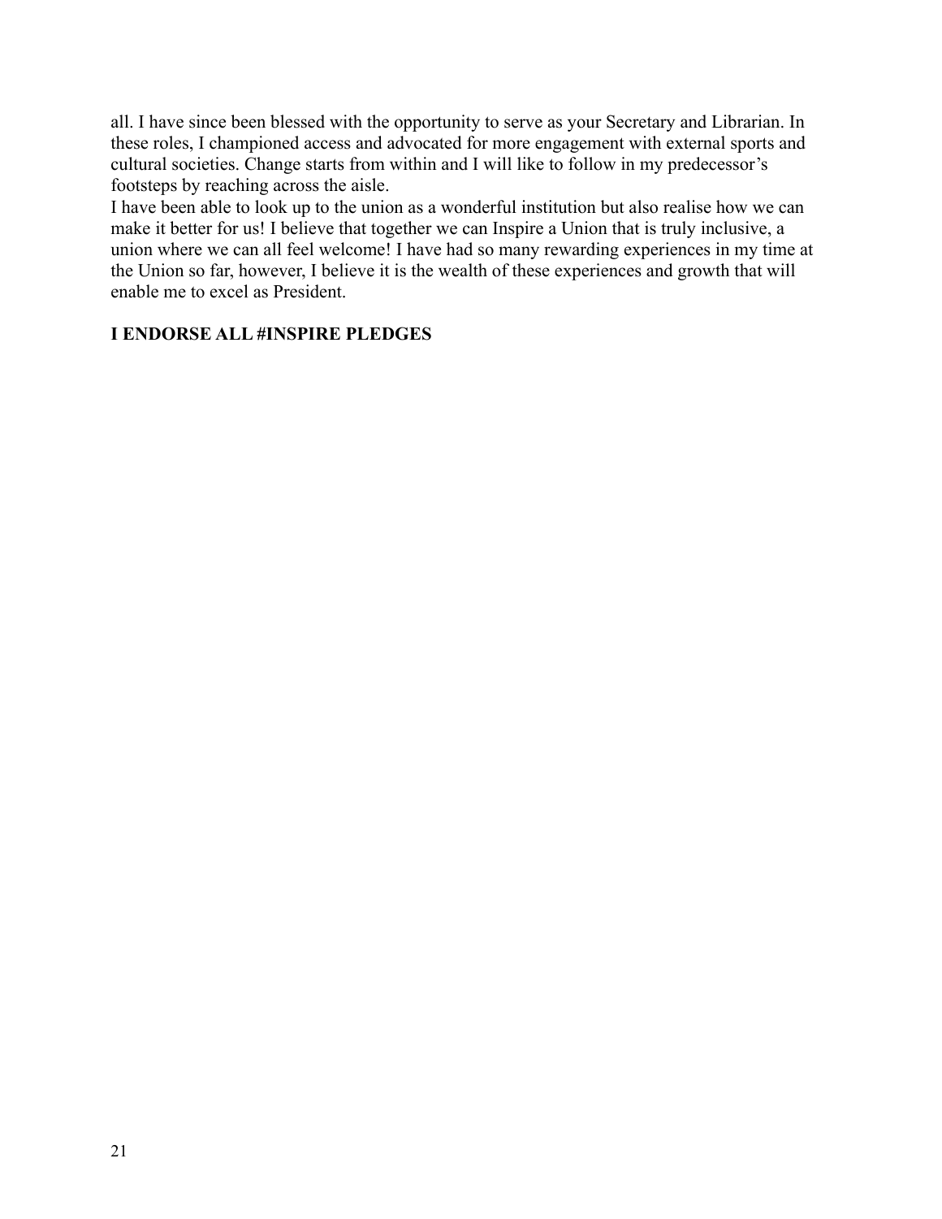all. I have since been blessed with the opportunity to serve as your Secretary and Librarian. In these roles, I championed access and advocated for more engagement with external sports and cultural societies. Change starts from within and I will like to follow in my predecessor's footsteps by reaching across the aisle.

I have been able to look up to the union as a wonderful institution but also realise how we can make it better for us! I believe that together we can Inspire a Union that is truly inclusive, a union where we can all feel welcome! I have had so many rewarding experiences in my time at the Union so far, however, I believe it is the wealth of these experiences and growth that will enable me to excel as President.

**I ENDORSE ALL #INSPIRE PLEDGES**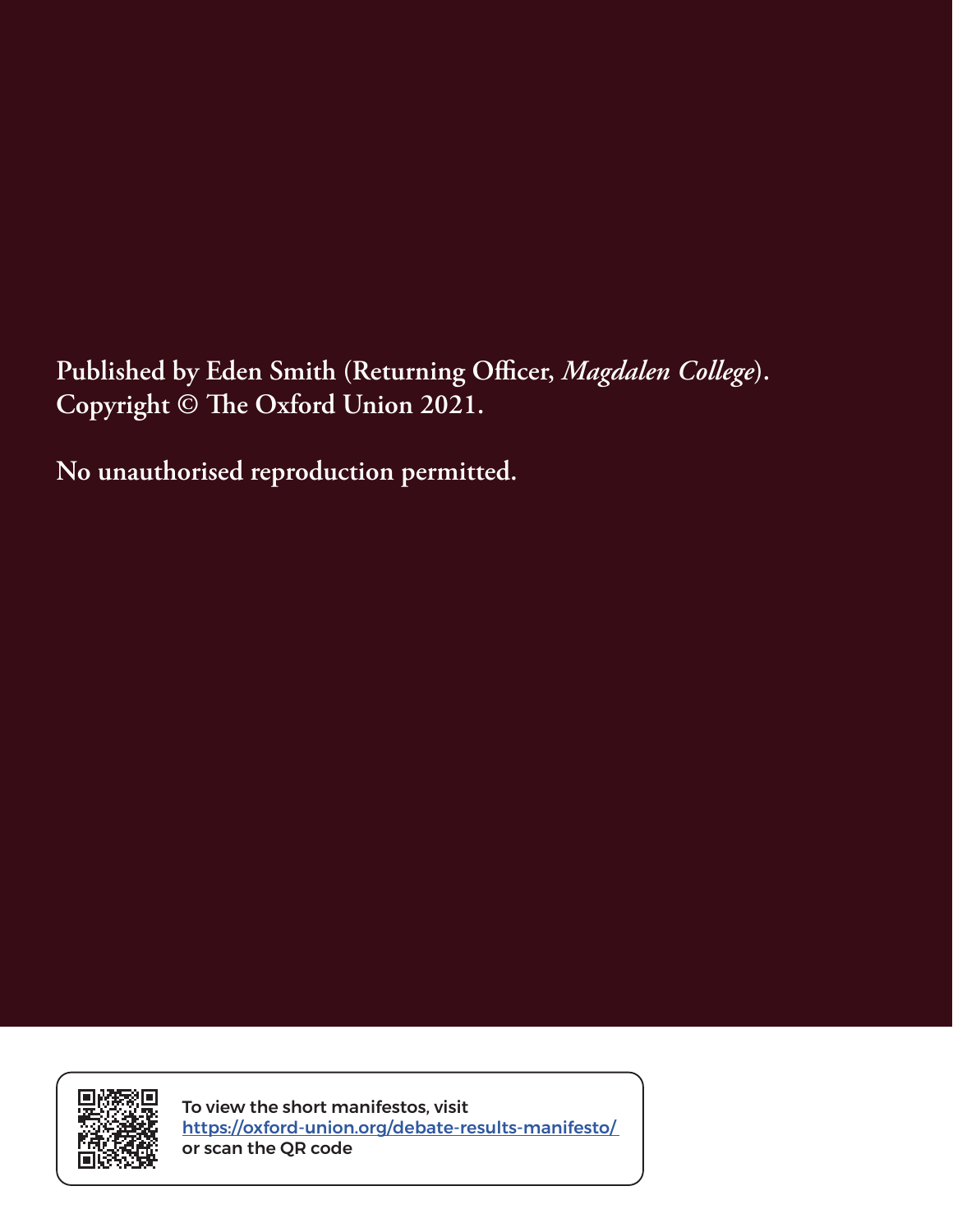**Published by Eden Smith (Returning Officer, *Magdalen College*).**
**Copyright © The Oxford Union 2021.**

**No unauthorised reproduction permitted.**

To view the short manifestos, visit
https://oxford-union.org/debate-results-manifesto/
or scan the QR code